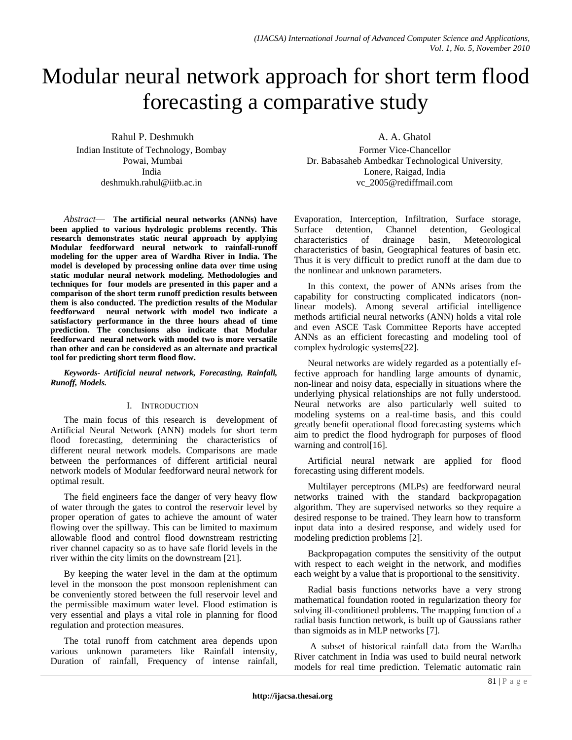# Modular neural network approach for short term flood forecasting a comparative study

Rahul P. Deshmukh
Indian Institute of Technology, Bombay
Powai, Mumbai
India
deshmukh.rahul@iitb.ac.in

A. A. Ghatol
Former Vice-Chancellor
Dr. Babasaheb Ambedkar Technological University,
Lonere, Raigad, India
vc_2005@rediffmail.com

*Abstract*— **The artificial neural networks (ANNs) have been applied to various hydrologic problems recently. This research demonstrates static neural approach by applying Modular feedforward neural network to rainfall-runoff modeling for the upper area of Wardha River in India. The model is developed by processing online data over time using static modular neural network modeling. Methodologies and techniques for four models are presented in this paper and a comparison of the short term runoff prediction results between them is also conducted. The prediction results of the Modular feedforward neural network with model two indicate a satisfactory performance in the three hours ahead of time prediction. The conclusions also indicate that Modular feedforward neural network with model two is more versatile than other and can be considered as an alternate and practical tool for predicting short term flood flow.**

***Keywords- Artificial neural network, Forecasting, Rainfall, Runoff, Models.***

## I. Introduction

The main focus of this research is development of Artificial Neural Network (ANN) models for short term flood forecasting, determining the characteristics of different neural network models. Comparisons are made between the performances of different artificial neural network models of Modular feedforward neural network for optimal result.

The field engineers face the danger of very heavy flow of water through the gates to control the reservoir level by proper operation of gates to achieve the amount of water flowing over the spillway. This can be limited to maximum allowable flood and control flood downstream restricting river channel capacity so as to have safe florid levels in the river within the city limits on the downstream [21].

By keeping the water level in the dam at the optimum level in the monsoon the post monsoon replenishment can be conveniently stored between the full reservoir level and the permissible maximum water level. Flood estimation is very essential and plays a vital role in planning for flood regulation and protection measures.

The total runoff from catchment area depends upon various unknown parameters like Rainfall intensity, Duration of rainfall, Frequency of intense rainfall, Evaporation, Interception, Infiltration, Surface storage, Surface detention, Channel detention, Geological characteristics of drainage basin, Meteorological characteristics of basin, Geographical features of basin etc. Thus it is very difficult to predict runoff at the dam due to the nonlinear and unknown parameters.

In this context, the power of ANNs arises from the capability for constructing complicated indicators (non-linear models). Among several artificial intelligence methods artificial neural networks (ANN) holds a vital role and even ASCE Task Committee Reports have accepted ANNs as an efficient forecasting and modeling tool of complex hydrologic systems[22].

Neural networks are widely regarded as a potentially effective approach for handling large amounts of dynamic, non-linear and noisy data, especially in situations where the underlying physical relationships are not fully understood. Neural networks are also particularly well suited to modeling systems on a real-time basis, and this could greatly benefit operational flood forecasting systems which aim to predict the flood hydrograph for purposes of flood warning and control[16].

Artificial neural netwark are applied for flood forecasting using different models.

Multilayer perceptrons (MLPs) are feedforward neural networks trained with the standard backpropagation algorithm. They are supervised networks so they require a desired response to be trained. They learn how to transform input data into a desired response, and widely used for modeling prediction problems [2].

Backpropagation computes the sensitivity of the output with respect to each weight in the network, and modifies each weight by a value that is proportional to the sensitivity.

Radial basis functions networks have a very strong mathematical foundation rooted in regularization theory for solving ill-conditioned problems. The mapping function of a radial basis function network, is built up of Gaussians rather than sigmoids as in MLP networks [7].

A subset of historical rainfall data from the Wardha River catchment in India was used to build neural network models for real time prediction. Telematic automatic rain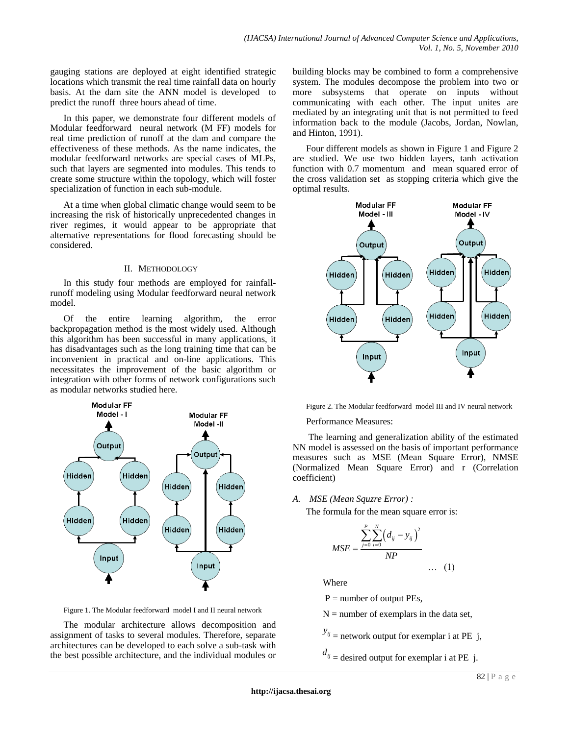gauging stations are deployed at eight identified strategic locations which transmit the real time rainfall data on hourly basis. At the dam site the ANN model is developed to predict the runoff three hours ahead of time.

In this paper, we demonstrate four different models of Modular feedforward neural network (M FF) models for real time prediction of runoff at the dam and compare the effectiveness of these methods. As the name indicates, the modular feedforward networks are special cases of MLPs, such that layers are segmented into modules. This tends to create some structure within the topology, which will foster specialization of function in each sub-module.

At a time when global climatic change would seem to be increasing the risk of historically unprecedented changes in river regimes, it would appear to be appropriate that alternative representations for flood forecasting should be considered.

## II. METHODOLOGY

In this study four methods are employed for rainfall-runoff modeling using Modular feedforward neural network model.

Of the entire learning algorithm, the error backpropagation method is the most widely used. Although this algorithm has been successful in many applications, it has disadvantages such as the long training time that can be inconvenient in practical and on-line applications. This necessitates the improvement of the basic algorithm or integration with other forms of network configurations such as modular networks studied here.

Figure 1. The Modular feedforward model I and II neural network

The modular architecture allows decomposition and assignment of tasks to several modules. Therefore, separate architectures can be developed to each solve a sub-task with the best possible architecture, and the individual modules or building blocks may be combined to form a comprehensive system. The modules decompose the problem into two or more subsystems that operate on inputs without communicating with each other. The input unites are mediated by an integrating unit that is not permitted to feed information back to the module (Jacobs, Jordan, Nowlan, and Hinton, 1991).

Four different models as shown in Figure 1 and Figure 2 are studied. We use two hidden layers, tanh activation function with 0.7 momentum and mean squared error of the cross validation set as stopping criteria which give the optimal results.

Figure 2. The Modular feedforward model III and IV neural network

Performance Measures:

The learning and generalization ability of the estimated NN model is assessed on the basis of important performance measures such as MSE (Mean Square Error), NMSE (Normalized Mean Square Error) and r (Correlation coefficient)

### *A. MSE (Mean Squzre Error) :*

The formula for the mean square error is:

$$MSE = \frac{\sum_{j=0}^{P}\sum_{i=0}^{N}\left(d_{ij} - y_{ij}\right)^2}{NP} \quad \dots (1)$$

Where

$P$ = number of output PEs,

$N$ = number of exemplars in the data set,

$y_{ij}$ = network output for exemplar i at PE j,

$d_{ij}$ = desired output for exemplar i at PE j.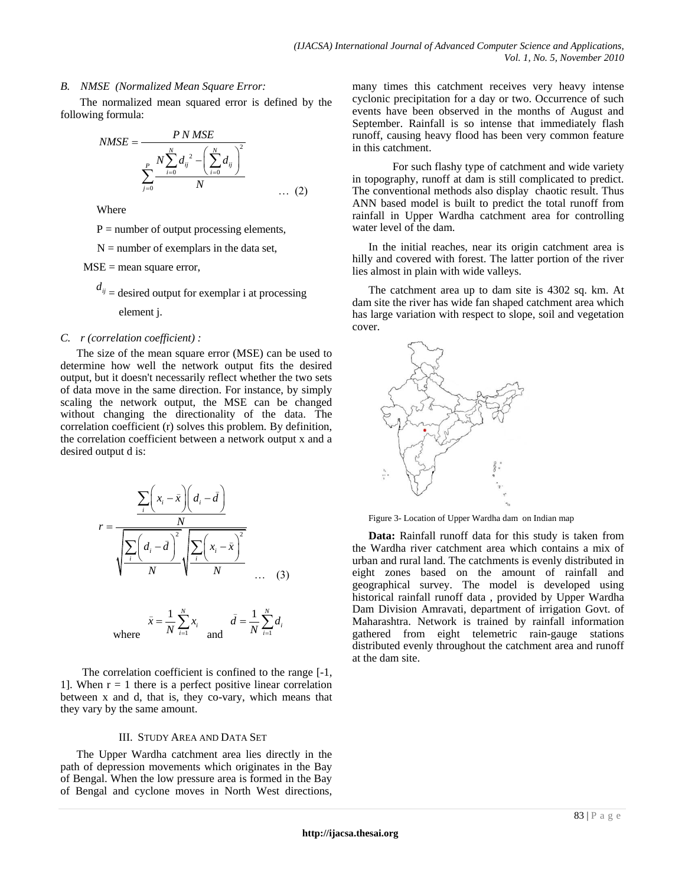*B. NMSE (Normalized Mean Square Error:*

The normalized mean squared error is defined by the following formula:

$$NMSE = \frac{P\,N\,MSE}{\displaystyle\sum_{j=0}^{P} \frac{N\sum_{i=0}^{N} d_{ij}^{\,2} - \left(\sum_{i=0}^{N} d_{ij}\right)^2}{N}} \quad \dots (2)$$

Where

P = number of output processing elements,

N = number of exemplars in the data set,

MSE = mean square error,

$d_{ij}$ = desired output for exemplar i at processing element j.

*C. r (correlation coefficient) :*

The size of the mean square error (MSE) can be used to determine how well the network output fits the desired output, but it doesn't necessarily reflect whether the two sets of data move in the same direction. For instance, by simply scaling the network output, the MSE can be changed without changing the directionality of the data. The correlation coefficient (r) solves this problem. By definition, the correlation coefficient between a network output x and a desired output d is:

$$r = \frac{\dfrac{\sum_i \left(x_i - \bar{x}\right)\left(d_i - \bar{d}\right)}{N}}{\sqrt{\dfrac{\sum_i \left(d_i - \bar{d}\right)^2}{N}}\sqrt{\dfrac{\sum_i \left(x_i - \bar{x}\right)^2}{N}}} \quad \dots (3)$$

where $\bar{x} = \frac{1}{N}\sum_{i=1}^{N} x_i$ and $\bar{d} = \frac{1}{N}\sum_{i=1}^{N} d_i$

The correlation coefficient is confined to the range [-1, 1]. When r = 1 there is a perfect positive linear correlation between x and d, that is, they co-vary, which means that they vary by the same amount.

## III. Study Area and Data Set

The Upper Wardha catchment area lies directly in the path of depression movements which originates in the Bay of Bengal. When the low pressure area is formed in the Bay of Bengal and cyclone moves in North West directions, many times this catchment receives very heavy intense cyclonic precipitation for a day or two. Occurrence of such events have been observed in the months of August and September. Rainfall is so intense that immediately flash runoff, causing heavy flood has been very common feature in this catchment.

For such flashy type of catchment and wide variety in topography, runoff at dam is still complicated to predict. The conventional methods also display chaotic result. Thus ANN based model is built to predict the total runoff from rainfall in Upper Wardha catchment area for controlling water level of the dam.

In the initial reaches, near its origin catchment area is hilly and covered with forest. The latter portion of the river lies almost in plain with wide valleys.

The catchment area up to dam site is 4302 sq. km. At dam site the river has wide fan shaped catchment area which has large variation with respect to slope, soil and vegetation cover.

Figure 3- Location of Upper Wardha dam on Indian map

**Data:** Rainfall runoff data for this study is taken from the Wardha river catchment area which contains a mix of urban and rural land. The catchments is evenly distributed in eight zones based on the amount of rainfall and geographical survey. The model is developed using historical rainfall runoff data , provided by Upper Wardha Dam Division Amravati, department of irrigation Govt. of Maharashtra. Network is trained by rainfall information gathered from eight telemetric rain-gauge stations distributed evenly throughout the catchment area and runoff at the dam site.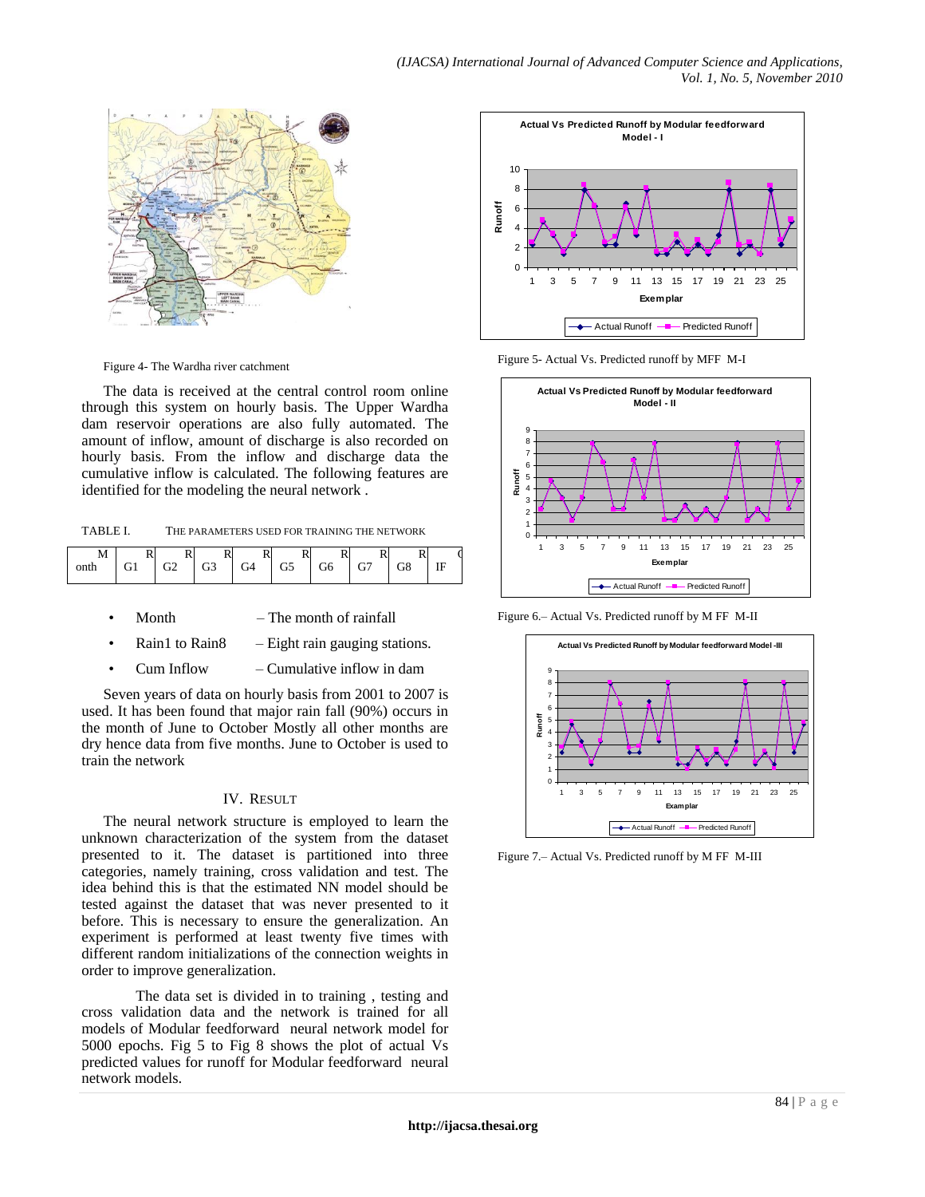Figure 4- The Wardha river catchment

The data is received at the central control room online through this system on hourly basis. The Upper Wardha dam reservoir operations are also fully automated. The amount of inflow, amount of discharge is also recorded on hourly basis. From the inflow and discharge data the cumulative inflow is calculated. The following features are identified for the modeling the neural network .

TABLE I. THE PARAMETERS USED FOR TRAINING THE NETWORK

| Month | RG1 | RG2 | RG3 | RG4 | RG5 | RG6 | RG7 | RG8 | CIF |
|---|---|---|---|---|---|---|---|---|---|

- Month – The month of rainfall
- Rain1 to Rain8 – Eight rain gauging stations.
- Cum Inflow – Cumulative inflow in dam

Seven years of data on hourly basis from 2001 to 2007 is used. It has been found that major rain fall (90%) occurs in the month of June to October Mostly all other months are dry hence data from five months. June to October is used to train the network

## IV. RESULT

The neural network structure is employed to learn the unknown characterization of the system from the dataset presented to it. The dataset is partitioned into three categories, namely training, cross validation and test. The idea behind this is that the estimated NN model should be tested against the dataset that was never presented to it before. This is necessary to ensure the generalization. An experiment is performed at least twenty five times with different random initializations of the connection weights in order to improve generalization.

The data set is divided in to training , testing and cross validation data and the network is trained for all models of Modular feedforward neural network model for 5000 epochs. Fig 5 to Fig 8 shows the plot of actual Vs predicted values for runoff for Modular feedforward neural network models.

Figure 5- Actual Vs. Predicted runoff by MFF M-I

Figure 6.– Actual Vs. Predicted runoff by M FF M-II

Figure 7.– Actual Vs. Predicted runoff by M FF M-III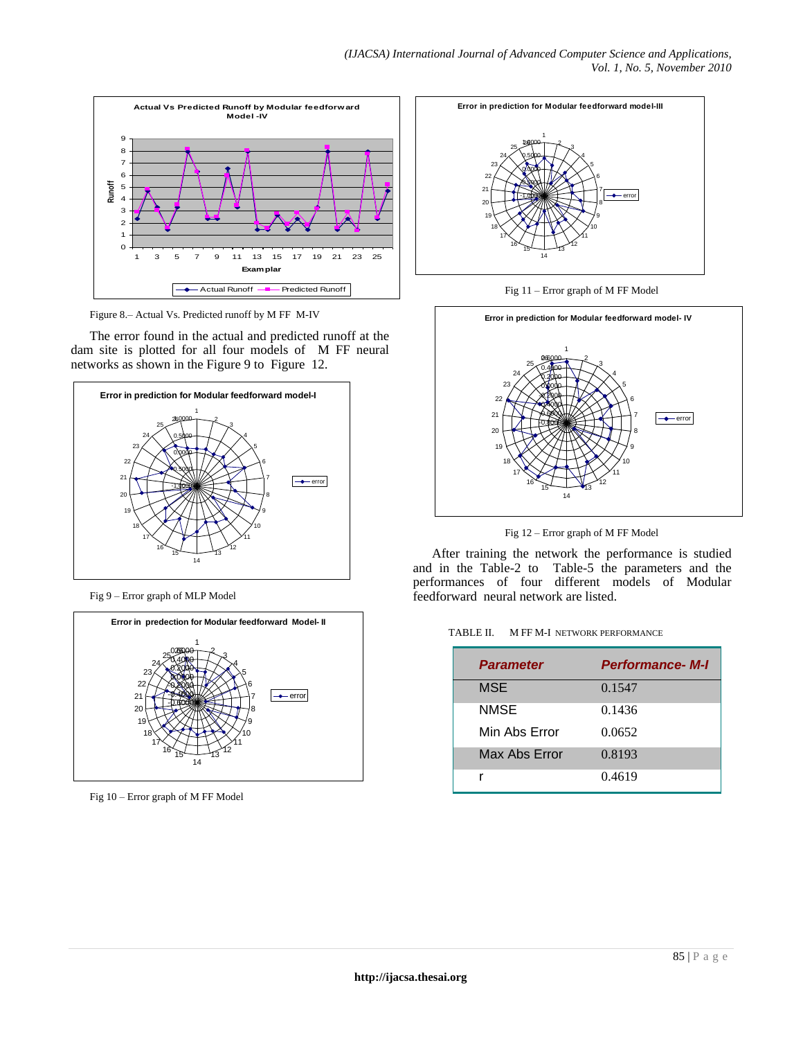Figure 8.– Actual Vs. Predicted runoff by M FF M-IV

The error found in the actual and predicted runoff at the dam site is plotted for all four models of M FF neural networks as shown in the Figure 9 to Figure 12.

Fig 9 – Error graph of MLP Model

Fig 10 – Error graph of M FF Model

Fig 11 – Error graph of M FF Model

Fig 12 – Error graph of M FF Model

After training the network the performance is studied and in the Table-2 to Table-5 the parameters and the performances of four different models of Modular feedforward neural network are listed.

TABLE II. M FF M-I NETWORK PERFORMANCE

| *Parameter* | *Performance- M-I* |
|---|---|
| MSE | 0.1547 |
| NMSE | 0.1436 |
| Min Abs Error | 0.0652 |
| Max Abs Error | 0.8193 |
| r | 0.4619 |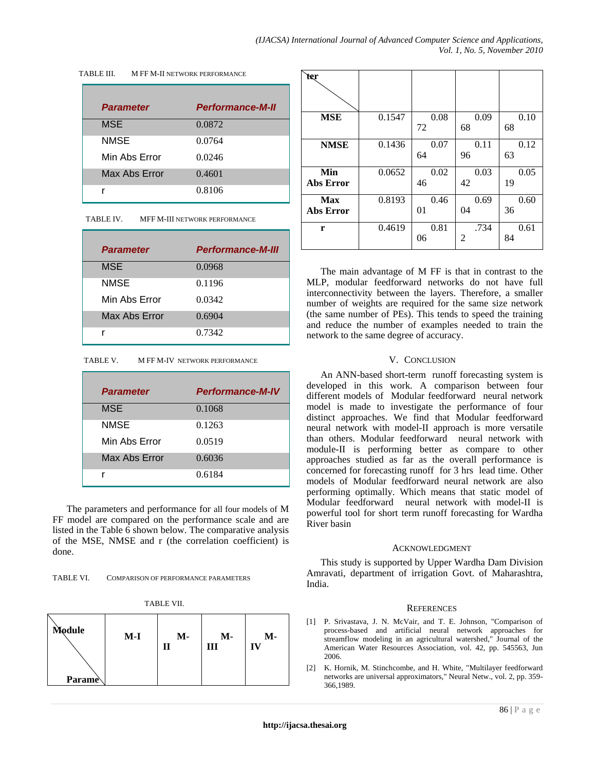TABLE III. M FF M-II NETWORK PERFORMANCE

| *Parameter* | *Performance-M-II* |
|---|---|
| MSE | 0.0872 |
| NMSE | 0.0764 |
| Min Abs Error | 0.0246 |
| Max Abs Error | 0.4601 |
| r | 0.8106 |

TABLE IV. MFF M-III NETWORK PERFORMANCE

| *Parameter* | *Performance-M-III* |
|---|---|
| MSE | 0.0968 |
| NMSE | 0.1196 |
| Min Abs Error | 0.0342 |
| Max Abs Error | 0.6904 |
| r | 0.7342 |

TABLE V. M FF M-IV NETWORK PERFORMANCE

| *Parameter* | *Performance-M-IV* |
|---|---|
| MSE | 0.1068 |
| NMSE | 0.1263 |
| Min Abs Error | 0.0519 |
| Max Abs Error | 0.6036 |
| r | 0.6184 |

The parameters and performance for all four models of M FF model are compared on the performance scale and are listed in the Table 6 shown below. The comparative analysis of the MSE, NMSE and r (the correlation coefficient) is done.

TABLE VI. COMPARISON OF PERFORMANCE PARAMETERS

TABLE VII.

| Module / Parameter | M-I | M-II | M-III | M-IV |
|---|---|---|---|---|
| **MSE** | 0.1547 | 0.0872 | 0.0968 | 0.1068 |
| **NMSE** | 0.1436 | 0.0764 | 0.1196 | 0.1263 |
| **Min Abs Error** | 0.0652 | 0.0246 | 0.0342 | 0.0519 |
| **Max Abs Error** | 0.8193 | 0.4601 | 0.6904 | 0.6036 |
| **r** | 0.4619 | 0.8106 | .7342 | 0.6184 |

The main advantage of M FF is that in contrast to the MLP, modular feedforward networks do not have full interconnectivity between the layers. Therefore, a smaller number of weights are required for the same size network (the same number of PEs). This tends to speed the training and reduce the number of examples needed to train the network to the same degree of accuracy.

## V. CONCLUSION

An ANN-based short-term runoff forecasting system is developed in this work. A comparison between four different models of Modular feedforward neural network model is made to investigate the performance of four distinct approaches. We find that Modular feedforward neural network with model-II approach is more versatile than others. Modular feedforward neural network with module-II is performing better as compare to other approaches studied as far as the overall performance is concerned for forecasting runoff for 3 hrs lead time. Other models of Modular feedforward neural network are also performing optimally. Which means that static model of Modular feedforward neural network with model-II is powerful tool for short term runoff forecasting for Wardha River basin

## ACKNOWLEDGMENT

This study is supported by Upper Wardha Dam Division Amravati, department of irrigation Govt. of Maharashtra, India.

## REFERENCES

[1] P. Srivastava, J. N. McVair, and T. E. Johnson, "Comparison of process-based and artificial neural network approaches for streamflow modeling in an agricultural watershed," Journal of the American Water Resources Association, vol. 42, pp. 545563, Jun 2006.

[2] K. Hornik, M. Stinchcombe, and H. White, "Multilayer feedforward networks are universal approximators," Neural Netw., vol. 2, pp. 359-366,1989.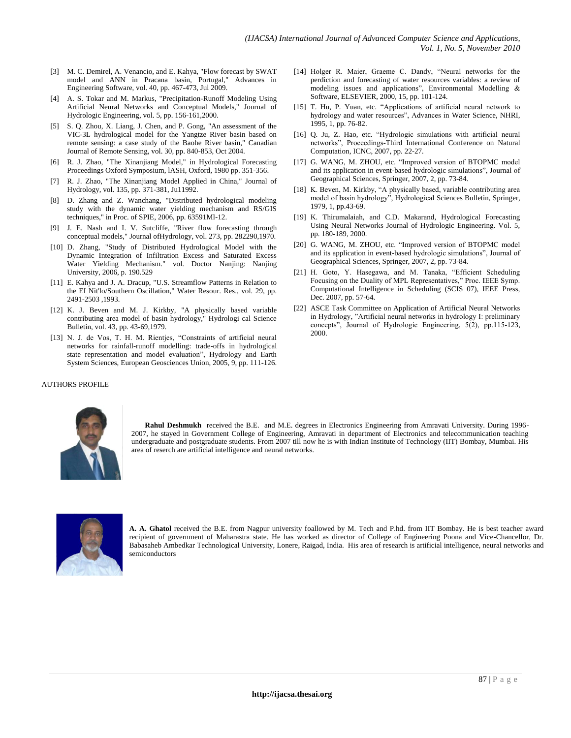[3] M. C. Demirel, A. Venancio, and E. Kahya, "Flow forecast by SWAT model and ANN in Pracana basin, Portugal," Advances in Engineering Software, vol. 40, pp. 467-473, Jul 2009.

[4] A. S. Tokar and M. Markus, "Precipitation-Runoff Modeling Using Artificial Neural Networks and Conceptual Models," Journal of Hydrologic Engineering, vol. 5, pp. 156-161,2000.

[5] S. Q. Zhou, X. Liang, J. Chen, and P. Gong, "An assessment of the VIC-3L hydrological model for the Yangtze River basin based on remote sensing: a case study of the Baohe River basin," Canadian Journal of Remote Sensing, vol. 30, pp. 840-853, Oct 2004.

[6] R. J. Zhao, "The Xinanjiang Model," in Hydrological Forecasting Proceedings Oxford Symposium, lASH, Oxford, 1980 pp. 351-356.

[7] R. J. Zhao, "The Xinanjiang Model Applied in China," Journal of Hydrology, vol. 135, pp. 371-381, Ju11992.

[8] D. Zhang and Z. Wanchang, "Distributed hydrological modeling study with the dynamic water yielding mechanism and RS/GIS techniques," in Proc. of SPIE, 2006, pp. 63591Ml-12.

[9] J. E. Nash and I. V. Sutcliffe, "River flow forecasting through conceptual models," Journal ofHydrology, vol. 273, pp. 282290,1970.

[10] D. Zhang, "Study of Distributed Hydrological Model with the Dynamic Integration of Infiltration Excess and Saturated Excess Water Yielding Mechanism." vol. Doctor Nanjing: Nanjing University, 2006, p. 190.529

[11] E. Kahya and J. A. Dracup, "U.S. Streamflow Patterns in Relation to the EI Nit'lo/Southern Oscillation," Water Resour. Res., vol. 29, pp. 2491-2503 ,1993.

[12] K. J. Beven and M. J. Kirkby, "A physically based variable contributing area model of basin hydrology," Hydrologi cal Science Bulletin, vol. 43, pp. 43-69,1979.

[13] N. J. de Vos, T. H. M. Rientjes, "Constraints of artificial neural networks for rainfall-runoff modelling: trade-offs in hydrological state representation and model evaluation", Hydrology and Earth System Sciences, European Geosciences Union, 2005, 9, pp. 111-126.

[14] Holger R. Maier, Graeme C. Dandy, "Neural networks for the perdiction and forecasting of water resources variables: a review of modeling issues and applications", Environmental Modelling & Software, ELSEVIER, 2000, 15, pp. 101-124.

[15] T. Hu, P. Yuan, etc. "Applications of artificial neural network to hydrology and water resources", Advances in Water Science, NHRI, 1995, 1, pp. 76-82.

[16] Q. Ju, Z. Hao, etc. "Hydrologic simulations with artificial neural networks", Proceedings-Third International Conference on Natural Computation, ICNC, 2007, pp. 22-27.

[17] G. WANG, M. ZHOU, etc. "Improved version of BTOPMC model and its application in event-based hydrologic simulations", Journal of Geographical Sciences, Springer, 2007, 2, pp. 73-84.

[18] K. Beven, M. Kirkby, "A physically based, variable contributing area model of basin hydrology", Hydrological Sciences Bulletin, Springer, 1979, 1, pp.43-69.

[19] K. Thirumalaiah, and C.D. Makarand, Hydrological Forecasting Using Neural Networks Journal of Hydrologic Engineering. Vol. 5, pp. 180-189, 2000.

[20] G. WANG, M. ZHOU, etc. "Improved version of BTOPMC model and its application in event-based hydrologic simulations", Journal of Geographical Sciences, Springer, 2007, 2, pp. 73-84.

[21] H. Goto, Y. Hasegawa, and M. Tanaka, "Efficient Scheduling Focusing on the Duality of MPL Representatives," Proc. IEEE Symp. Computational Intelligence in Scheduling (SCIS 07), IEEE Press, Dec. 2007, pp. 57-64.

[22] ASCE Task Committee on Application of Artificial Neural Networks in Hydrology, "Artificial neural networks in hydrology I: preliminary concepts", Journal of Hydrologic Engineering, 5(2), pp.115-123, 2000.

AUTHORS PROFILE

**Rahul Deshmukh** received the B.E. and M.E. degrees in Electronics Engineering from Amravati University. During 1996-2007, he stayed in Government College of Engineering, Amravati in department of Electronics and telecommunication teaching undergraduate and postgraduate students. From 2007 till now he is with Indian Institute of Technology (IIT) Bombay, Mumbai. His area of reserch are artificial intelligence and neural networks.

**A. A. Ghatol** received the B.E. from Nagpur university foallowed by M. Tech and P.hd. from IIT Bombay. He is best teacher award recipient of government of Maharastra state. He has worked as director of College of Engineering Poona and Vice-Chancellor, Dr. Babasaheb Ambedkar Technological University, Lonere, Raigad, India. His area of research is artificial intelligence, neural networks and semiconductors